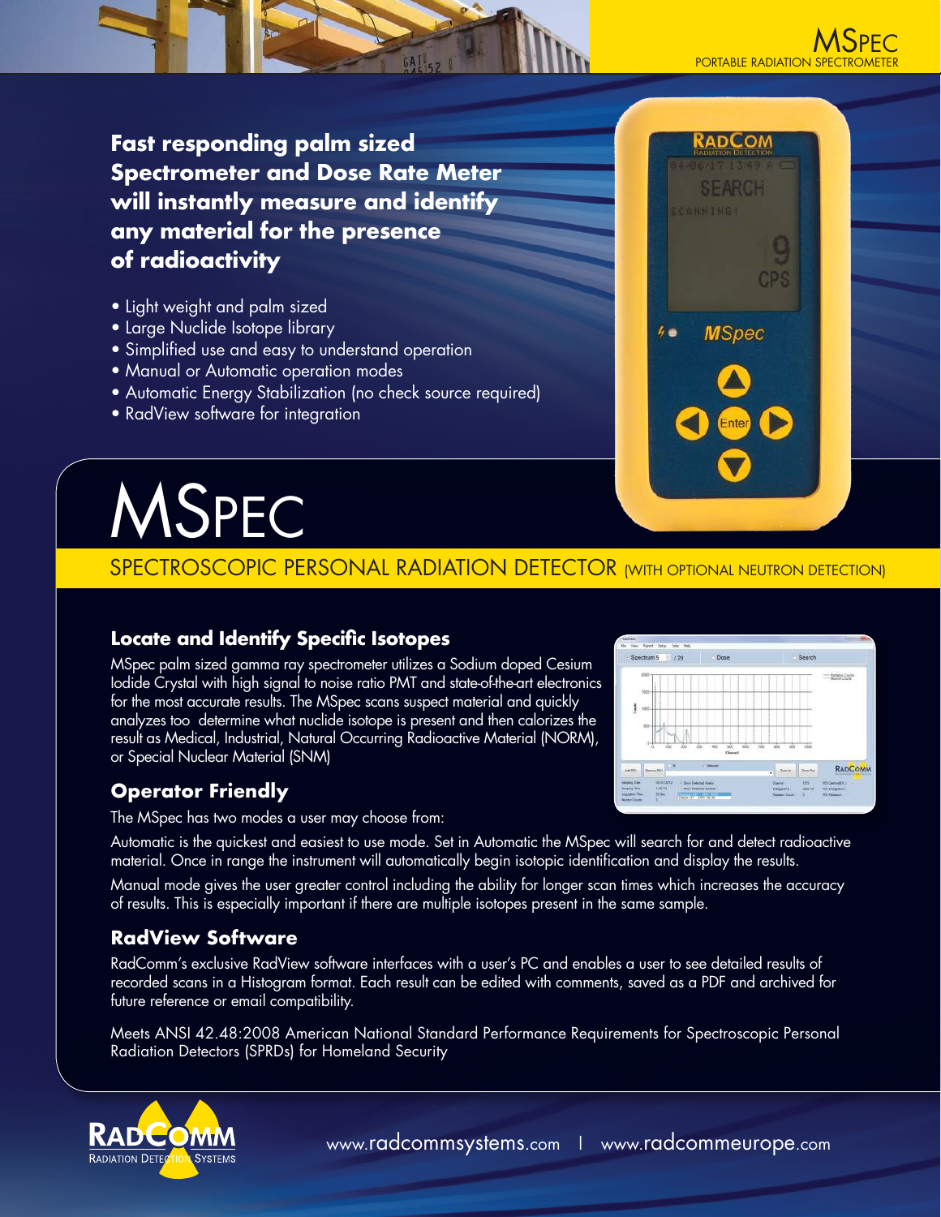# MSpec

PORTABLE RADIATION SPECTROMETER

**Fast responding palm sized Spectrometer and Dose Rate Meter will instantly measure and identify any material for the presence of radioactivity**

- Light weight and palm sized
- Large Nuclide Isotope library
- Simplified use and easy to understand operation
- Manual or Automatic operation modes
- Automatic Energy Stabilization (no check source required)
- RadView software for integration

# MSPEC

## SPECTROSCOPIC PERSONAL RADIATION DETECTOR (WITH OPTIONAL NEUTRON DETECTION)

### Locate and Identify Specific Isotopes

MSpec palm sized gamma ray spectrometer utilizes a Sodium doped Cesium Iodide Crystal with high signal to noise ratio PMT and state-of-the-art electronics for the most accurate results. The MSpec scans suspect material and quickly analyzes too determine what nuclide isotope is present and then calorizes the result as Medical, Industrial, Natural Occurring Radioactive Material (NORM), or Special Nuclear Material (SNM)

### Operator Friendly

The MSpec has two modes a user may choose from:

Automatic is the quickest and easiest to use mode. Set in Automatic the MSpec will search for and detect radioactive material. Once in range the instrument will automatically begin isotopic identification and display the results.

Manual mode gives the user greater control including the ability for longer scan times which increases the accuracy of results. This is especially important if there are multiple isotopes present in the same sample.

### RadView Software

RadComm's exclusive RadView software interfaces with a user's PC and enables a user to see detailed results of recorded scans in a Histogram format. Each result can be edited with comments, saved as a PDF and archived for future reference or email compatibility.

Meets ANSI 42.48:2008 American National Standard Performance Requirements for Spectroscopic Personal Radiation Detectors (SPRDs) for Homeland Security

RADCOMM RADIATION DETECTION SYSTEMS

www.radcommsystems.com | www.radcommeurope.com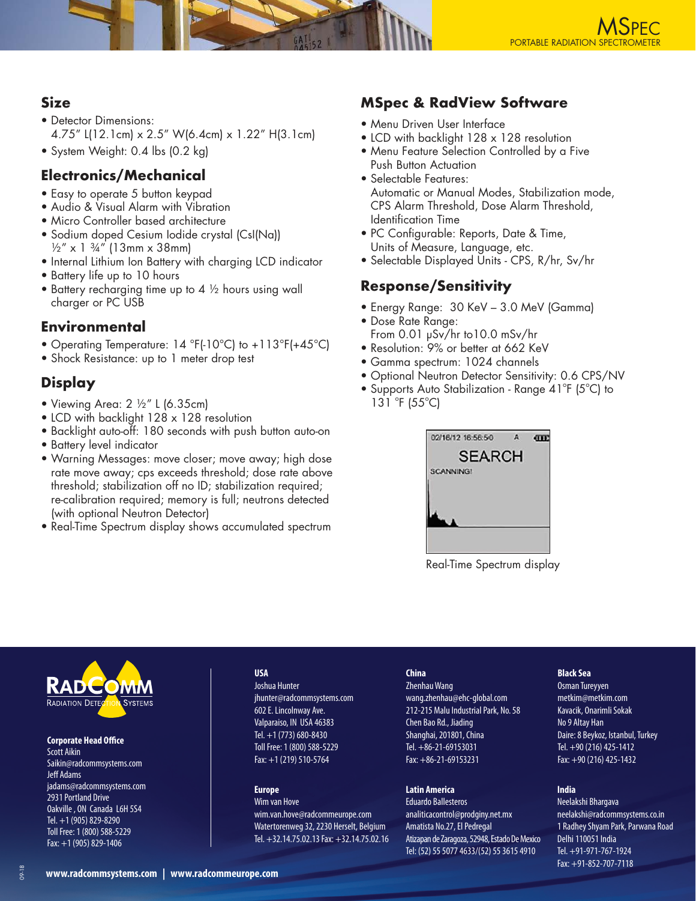## Size

- Detector Dimensions:
  4.75" L(12.1cm) x 2.5" W(6.4cm) x 1.22" H(3.1cm)
- System Weight: 0.4 lbs (0.2 kg)

## Electronics/Mechanical

- Easy to operate 5 button keypad
- Audio & Visual Alarm with Vibration
- Micro Controller based architecture
- Sodium doped Cesium Iodide crystal (CsI(Na))
  ½" x 1 ¾" (13mm x 38mm)
- Internal Lithium Ion Battery with charging LCD indicator
- Battery life up to 10 hours
- Battery recharging time up to 4 ½ hours using wall charger or PC USB

## Environmental

- Operating Temperature: 14 °F(-10°C) to +113°F(+45°C)
- Shock Resistance: up to 1 meter drop test

## Display

- Viewing Area: 2 ½" L (6.35cm)
- LCD with backlight 128 x 128 resolution
- Backlight auto-off: 180 seconds with push button auto-on
- Battery level indicator
- Warning Messages: move closer; move away; high dose rate move away; cps exceeds threshold; dose rate above threshold; stabilization off no ID; stabilization required; re-calibration required; memory is full; neutrons detected (with optional Neutron Detector)
- Real-Time Spectrum display shows accumulated spectrum

## MSpec & RadView Software

- Menu Driven User Interface
- LCD with backlight 128 x 128 resolution
- Menu Feature Selection Controlled by a Five Push Button Actuation
- Selectable Features:
  Automatic or Manual Modes, Stabilization mode, CPS Alarm Threshold, Dose Alarm Threshold, Identification Time
- PC Configurable: Reports, Date & Time, Units of Measure, Language, etc.
- Selectable Displayed Units - CPS, R/hr, Sv/hr

## Response/Sensitivity

- Energy Range: 30 KeV – 3.0 MeV (Gamma)
- Dose Rate Range:
  From 0.01 μSv/hr to10.0 mSv/hr
- Resolution: 9% or better at 662 KeV
- Gamma spectrum: 1024 channels
- Optional Neutron Detector Sensitivity: 0.6 CPS/NV
- Supports Auto Stabilization - Range 41°F (5°C) to 131 °F (55°C)

02/18/12 16:58:50 A

SEARCH

SCANNING!

Real-Time Spectrum display

RADCOMM
RADIATION DETECTION SYSTEMS

**Corporate Head Office**
Scott Aikin
Saikin@radcommsystems.com
Jeff Adams
jadams@radcommsystems.com
2931 Portland Drive
Oakville , ON Canada L6H 5S4
Tel. +1 (905) 829-8290
Toll Free: 1 (800) 588-5229
Fax: +1 (905) 829-1406

**USA**
Joshua Hunter
jhunter@radcommsystems.com
602 E. Lincolnway Ave.
Valparaiso, IN USA 46383
Tel. +1 (773) 680-8430
Toll Free: 1 (800) 588-5229
Fax: +1 (219) 510-5764

**Europe**
Wim van Hove
wim.van.hove@radcommeurope.com
Watertorenweg 32, 2230 Herselt, Belgium
Tel. +32.14.75.02.13 Fax: +32.14.75.02.16

**China**
Zhenhau Wang
wang.zhenhau@ehc-global.com
212-215 Malu Industrial Park, No. 58
Chen Bao Rd., Jiading
Shanghai, 201801, China
Tel. +86-21-69153031
Fax: +86-21-69153231

**Latin America**
Eduardo Ballesteros
analiticacontrol@prodginy.net.mx
Amatista No.27, El Pedregal
Atizapan de Zaragoza, 52948, Estado De Mexico
Tel: (52) 55 5077 4633/(52) 55 3615 4910

**Black Sea**
Osman Tureyyen
metkim@metkim.com
Kavacik, Onarimli Sokak
No 9 Altay Han
Daire: 8 Beykoz, Istanbul, Turkey
Tel. +90 (216) 425-1412
Fax: +90 (216) 425-1432

**India**
Neelakshi Bhargava
neelakshi@radcommsystems.co.in
1 Radhey Shyam Park, Parwana Road
Delhi 110051 India
Tel. +91-971-767-1924
Fax: +91-852-707-7118

www.radcommsystems.com | www.radcommeurope.com

09-18